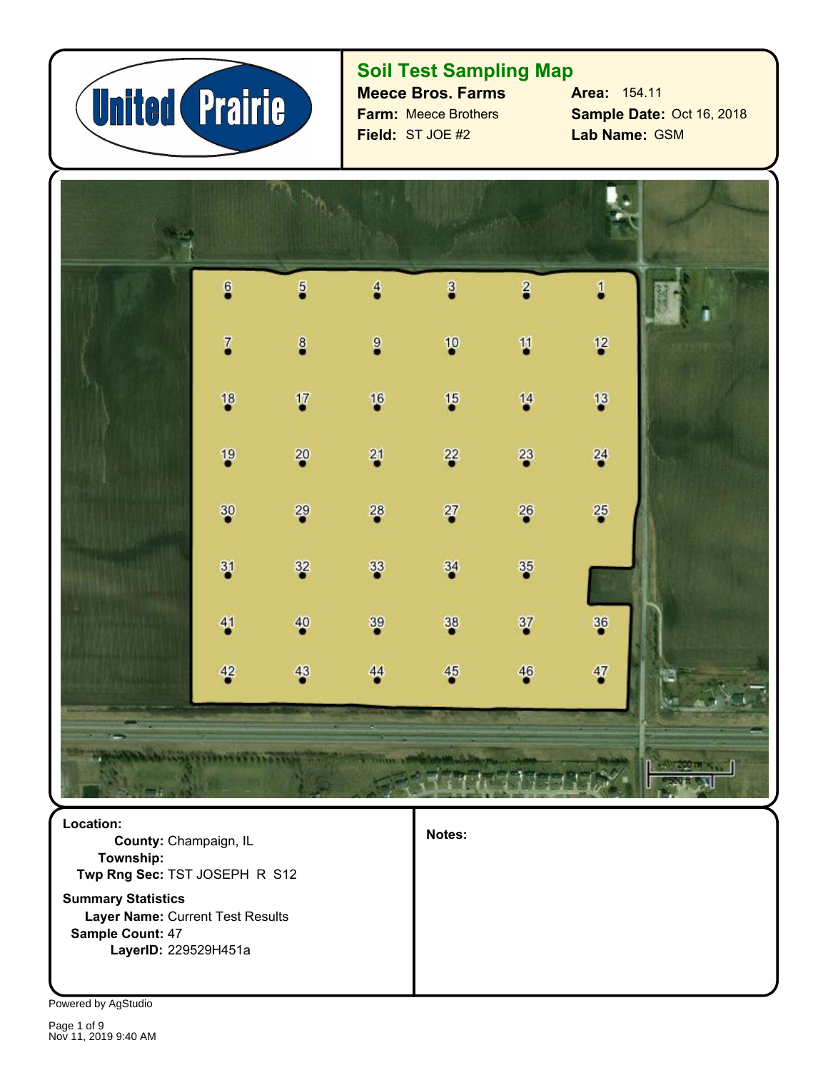# Soil Test Sampling Map

**Meece Bros. Farms**

**Farm:** Meece Brothers

**Field:** ST JOE #2

**Area:** 154.11

**Sample Date:** Oct 16, 2018

**Lab Name:** GSM

| 6 | 5 | 4 | 3 | 2 | 1 |
|---|---|---|---|---|---|
| 7 | 8 | 9 | 10 | 11 | 12 |
| 18 | 17 | 16 | 15 | 14 | 13 |
| 19 | 20 | 21 | 22 | 23 | 24 |
| 30 | 29 | 28 | 27 | 26 | 25 |
| 31 | 32 | 33 | 34 | 35 | |
| 41 | 40 | 39 | 38 | 37 | 36 |
| 42 | 43 | 44 | 45 | 46 | 47 |

200 m
500 ft

**Location:**

**County:** Champaign, IL

**Township:**

**Twp Rng Sec:** TST JOSEPH R S12

**Summary Statistics**

**Layer Name:** Current Test Results

**Sample Count:** 47

**LayerID:** 229529H451a

**Notes:**

Powered by AgStudio

Nov 11, 2019 9:40 AM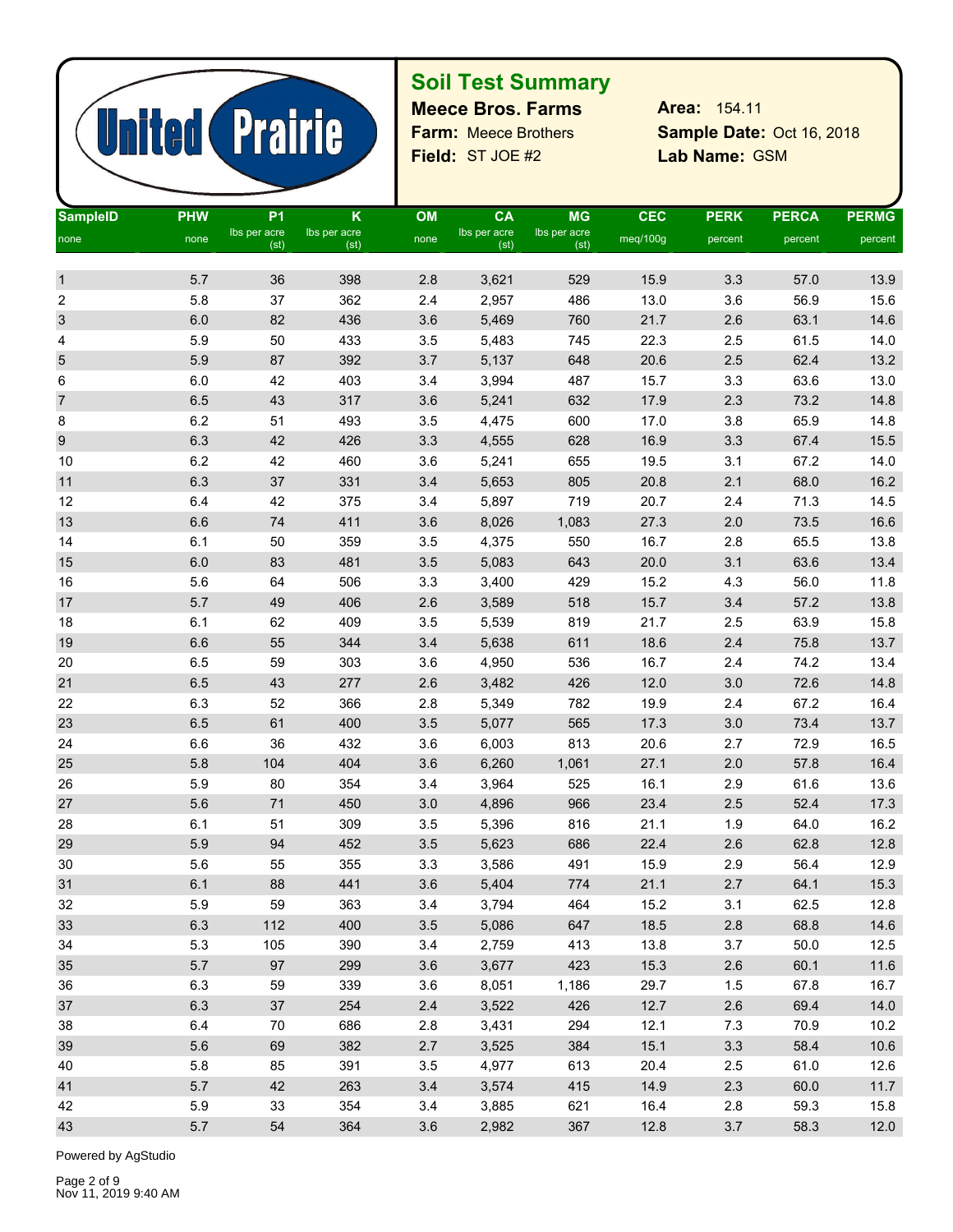## Soil Test Summary

**Meece Bros. Farms**

**Farm:** Meece Brothers

**Field:** ST JOE #2

**Area:** 154.11

**Sample Date:** Oct 16, 2018

**Lab Name:** GSM

| SampleID | PHW | P1 | K | OM | CA | MG | CEC | PERK | PERCA | PERMG |
|---|---|---|---|---|---|---|---|---|---|---|
| none | none | lbs per acre (st) | lbs per acre (st) | none | lbs per acre (st) | lbs per acre (st) | meq/100g | percent | percent | percent |
| 1 | 5.7 | 36 | 398 | 2.8 | 3,621 | 529 | 15.9 | 3.3 | 57.0 | 13.9 |
| 2 | 5.8 | 37 | 362 | 2.4 | 2,957 | 486 | 13.0 | 3.6 | 56.9 | 15.6 |
| 3 | 6.0 | 82 | 436 | 3.6 | 5,469 | 760 | 21.7 | 2.6 | 63.1 | 14.6 |
| 4 | 5.9 | 50 | 433 | 3.5 | 5,483 | 745 | 22.3 | 2.5 | 61.5 | 14.0 |
| 5 | 5.9 | 87 | 392 | 3.7 | 5,137 | 648 | 20.6 | 2.5 | 62.4 | 13.2 |
| 6 | 6.0 | 42 | 403 | 3.4 | 3,994 | 487 | 15.7 | 3.3 | 63.6 | 13.0 |
| 7 | 6.5 | 43 | 317 | 3.6 | 5,241 | 632 | 17.9 | 2.3 | 73.2 | 14.8 |
| 8 | 6.2 | 51 | 493 | 3.5 | 4,475 | 600 | 17.0 | 3.8 | 65.9 | 14.8 |
| 9 | 6.3 | 42 | 426 | 3.3 | 4,555 | 628 | 16.9 | 3.3 | 67.4 | 15.5 |
| 10 | 6.2 | 42 | 460 | 3.6 | 5,241 | 655 | 19.5 | 3.1 | 67.2 | 14.0 |
| 11 | 6.3 | 37 | 331 | 3.4 | 5,653 | 805 | 20.8 | 2.1 | 68.0 | 16.2 |
| 12 | 6.4 | 42 | 375 | 3.4 | 5,897 | 719 | 20.7 | 2.4 | 71.3 | 14.5 |
| 13 | 6.6 | 74 | 411 | 3.6 | 8,026 | 1,083 | 27.3 | 2.0 | 73.5 | 16.6 |
| 14 | 6.1 | 50 | 359 | 3.5 | 4,375 | 550 | 16.7 | 2.8 | 65.5 | 13.8 |
| 15 | 6.0 | 83 | 481 | 3.5 | 5,083 | 643 | 20.0 | 3.1 | 63.6 | 13.4 |
| 16 | 5.6 | 64 | 506 | 3.3 | 3,400 | 429 | 15.2 | 4.3 | 56.0 | 11.8 |
| 17 | 5.7 | 49 | 406 | 2.6 | 3,589 | 518 | 15.7 | 3.4 | 57.2 | 13.8 |
| 18 | 6.1 | 62 | 409 | 3.5 | 5,539 | 819 | 21.7 | 2.5 | 63.9 | 15.8 |
| 19 | 6.6 | 55 | 344 | 3.4 | 5,638 | 611 | 18.6 | 2.4 | 75.8 | 13.7 |
| 20 | 6.5 | 59 | 303 | 3.6 | 4,950 | 536 | 16.7 | 2.4 | 74.2 | 13.4 |
| 21 | 6.5 | 43 | 277 | 2.6 | 3,482 | 426 | 12.0 | 3.0 | 72.6 | 14.8 |
| 22 | 6.3 | 52 | 366 | 2.8 | 5,349 | 782 | 19.9 | 2.4 | 67.2 | 16.4 |
| 23 | 6.5 | 61 | 400 | 3.5 | 5,077 | 565 | 17.3 | 3.0 | 73.4 | 13.7 |
| 24 | 6.6 | 36 | 432 | 3.6 | 6,003 | 813 | 20.6 | 2.7 | 72.9 | 16.5 |
| 25 | 5.8 | 104 | 404 | 3.6 | 6,260 | 1,061 | 27.1 | 2.0 | 57.8 | 16.4 |
| 26 | 5.9 | 80 | 354 | 3.4 | 3,964 | 525 | 16.1 | 2.9 | 61.6 | 13.6 |
| 27 | 5.6 | 71 | 450 | 3.0 | 4,896 | 966 | 23.4 | 2.5 | 52.4 | 17.3 |
| 28 | 6.1 | 51 | 309 | 3.5 | 5,396 | 816 | 21.1 | 1.9 | 64.0 | 16.2 |
| 29 | 5.9 | 94 | 452 | 3.5 | 5,623 | 686 | 22.4 | 2.6 | 62.8 | 12.8 |
| 30 | 5.6 | 55 | 355 | 3.3 | 3,586 | 491 | 15.9 | 2.9 | 56.4 | 12.9 |
| 31 | 6.1 | 88 | 441 | 3.6 | 5,404 | 774 | 21.1 | 2.7 | 64.1 | 15.3 |
| 32 | 5.9 | 59 | 363 | 3.4 | 3,794 | 464 | 15.2 | 3.1 | 62.5 | 12.8 |
| 33 | 6.3 | 112 | 400 | 3.5 | 5,086 | 647 | 18.5 | 2.8 | 68.8 | 14.6 |
| 34 | 5.3 | 105 | 390 | 3.4 | 2,759 | 413 | 13.8 | 3.7 | 50.0 | 12.5 |
| 35 | 5.7 | 97 | 299 | 3.6 | 3,677 | 423 | 15.3 | 2.6 | 60.1 | 11.6 |
| 36 | 6.3 | 59 | 339 | 3.6 | 8,051 | 1,186 | 29.7 | 1.5 | 67.8 | 16.7 |
| 37 | 6.3 | 37 | 254 | 2.4 | 3,522 | 426 | 12.7 | 2.6 | 69.4 | 14.0 |
| 38 | 6.4 | 70 | 686 | 2.8 | 3,431 | 294 | 12.1 | 7.3 | 70.9 | 10.2 |
| 39 | 5.6 | 69 | 382 | 2.7 | 3,525 | 384 | 15.1 | 3.3 | 58.4 | 10.6 |
| 40 | 5.8 | 85 | 391 | 3.5 | 4,977 | 613 | 20.4 | 2.5 | 61.0 | 12.6 |
| 41 | 5.7 | 42 | 263 | 3.4 | 3,574 | 415 | 14.9 | 2.3 | 60.0 | 11.7 |
| 42 | 5.9 | 33 | 354 | 3.4 | 3,885 | 621 | 16.4 | 2.8 | 59.3 | 15.8 |
| 43 | 5.7 | 54 | 364 | 3.6 | 2,982 | 367 | 12.8 | 3.7 | 58.3 | 12.0 |

Powered by AgStudio

Nov 11, 2019 9:40 AM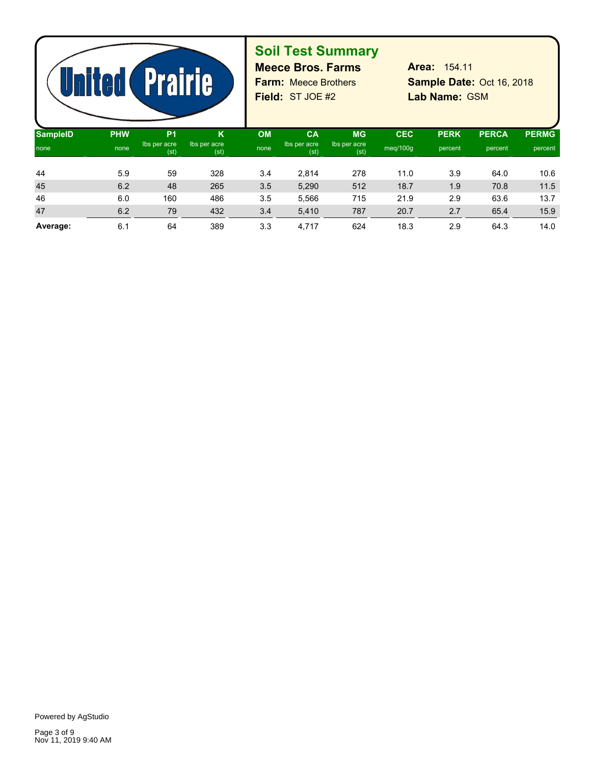United Prairie

# Soil Test Summary

**Meece Bros. Farms**

**Farm:** Meece Brothers

**Field:** ST JOE #2

**Area:** 154.11

**Sample Date:** Oct 16, 2018

**Lab Name:** GSM

| SampleID | PHW | P1 | K | OM | CA | MG | CEC | PERK | PERCA | PERMG |
|---|---|---|---|---|---|---|---|---|---|---|
| none | none | lbs per acre (st) | lbs per acre (st) | none | lbs per acre (st) | lbs per acre (st) | meq/100g | percent | percent | percent |
| 44 | 5.9 | 59 | 328 | 3.4 | 2,814 | 278 | 11.0 | 3.9 | 64.0 | 10.6 |
| 45 | 6.2 | 48 | 265 | 3.5 | 5,290 | 512 | 18.7 | 1.9 | 70.8 | 11.5 |
| 46 | 6.0 | 160 | 486 | 3.5 | 5,566 | 715 | 21.9 | 2.9 | 63.6 | 13.7 |
| 47 | 6.2 | 79 | 432 | 3.4 | 5,410 | 787 | 20.7 | 2.7 | 65.4 | 15.9 |
| **Average:** | 6.1 | 64 | 389 | 3.3 | 4,717 | 624 | 18.3 | 2.9 | 64.3 | 14.0 |

Powered by AgStudio

Nov 11, 2019 9:40 AM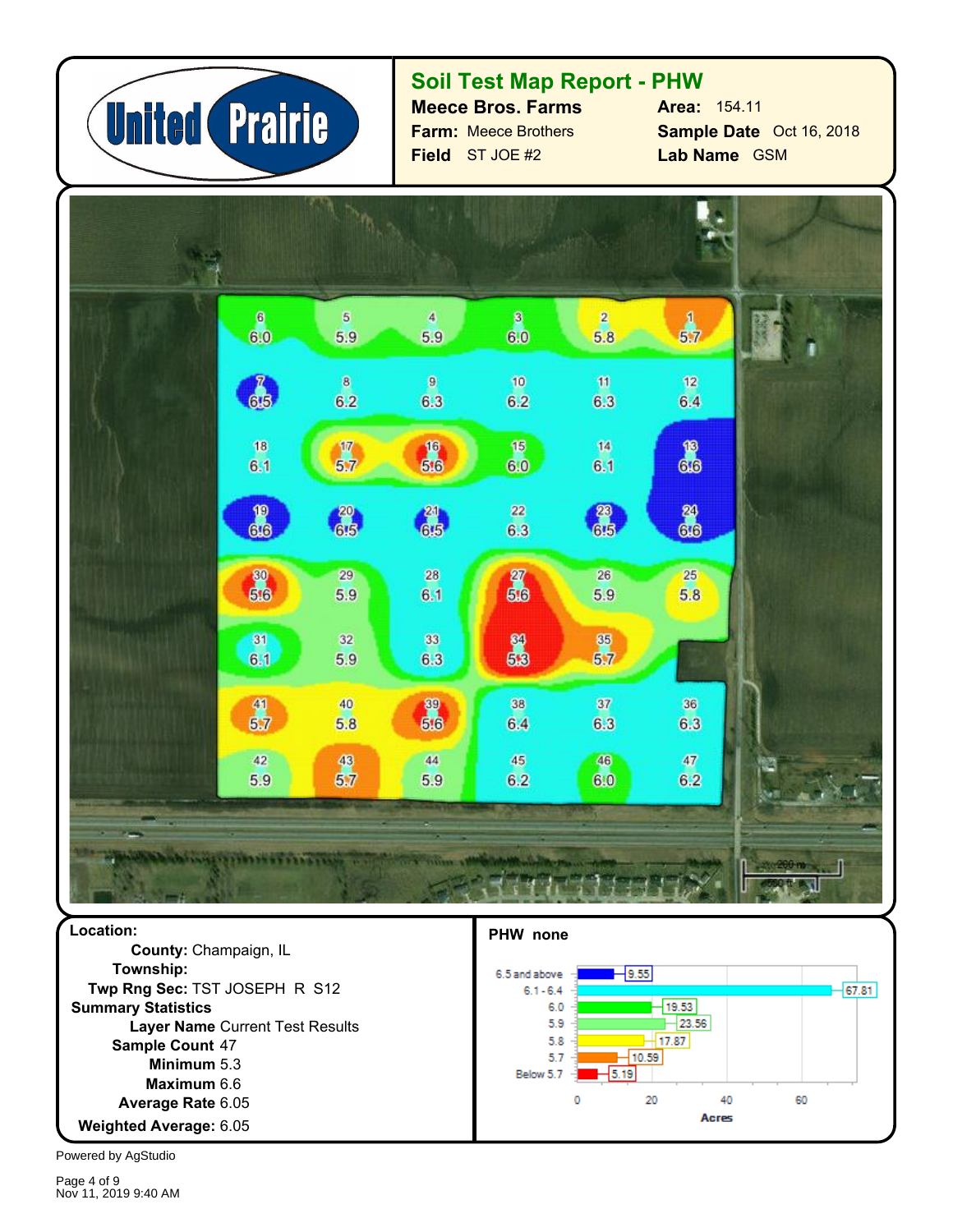# Soil Test Map Report - PHW

**Meece Bros. Farms**

**Farm:** Meece Brothers

**Field** ST JOE #2

**Area:** 154.11

**Sample Date** Oct 16, 2018

**Lab Name** GSM

**Location:**

**County:** Champaign, IL

**Township:**

**Twp Rng Sec:** TST JOSEPH R S12

**Summary Statistics**

**Layer Name** Current Test Results

**Sample Count** 47

**Minimum** 5.3

**Maximum** 6.6

**Average Rate** 6.05

**Weighted Average:** 6.05

**PHW none**

| Range | Acres |
|---|---|
| 6.5 and above | 9.55 |
| 6.1 - 6.4 | 67.81 |
| 6.0 | 19.53 |
| 5.9 | 23.56 |
| 5.8 | 17.87 |
| 5.7 | 10.59 |
| Below 5.7 | 5.19 |

Powered by AgStudio

Nov 11, 2019 9:40 AM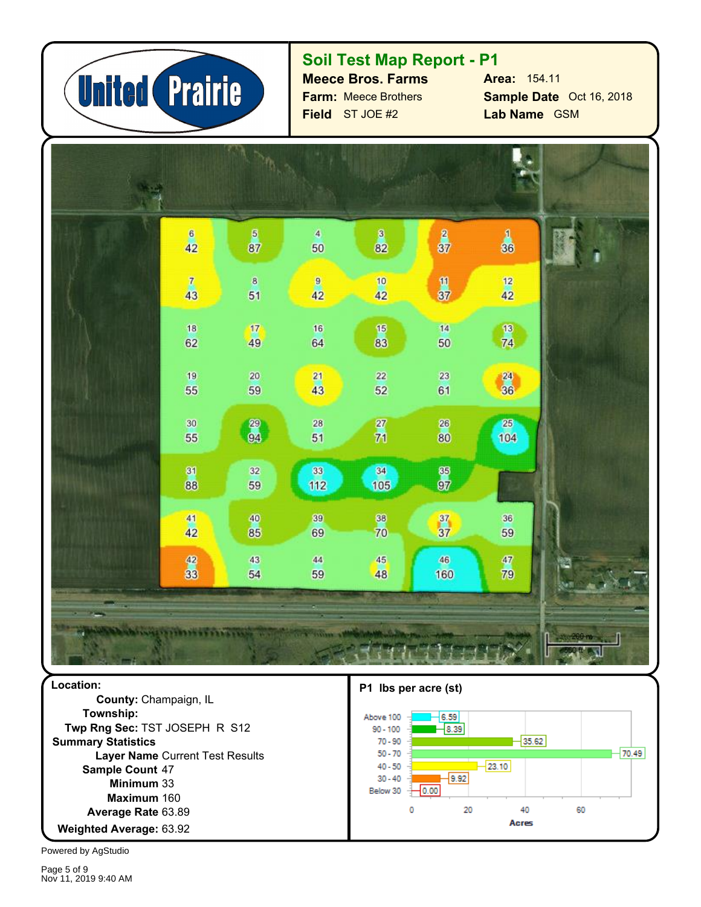United Prairie

# Soil Test Map Report - P1

**Meece Bros. Farms**

**Farm:** Meece Brothers

**Field** ST JOE #2

**Area:** 154.11

**Sample Date** Oct 16, 2018

**Lab Name** GSM

**Location:**

**County:** Champaign, IL

**Township:**

**Twp Rng Sec:** TST JOSEPH R S12

**Summary Statistics**

**Layer Name** Current Test Results

**Sample Count** 47

**Minimum** 33

**Maximum** 160

**Average Rate** 63.89

**Weighted Average:** 63.92

**P1 lbs per acre (st)**

| Range | Acres |
|---|---|
| Above 100 | 6.59 |
| 90 - 100 | 8.39 |
| 70 - 90 | 35.62 |
| 50 - 70 | 70.49 |
| 40 - 50 | 23.10 |
| 30 - 40 | 9.92 |
| Below 30 | 0.00 |

Powered by AgStudio

Nov 11, 2019 9:40 AM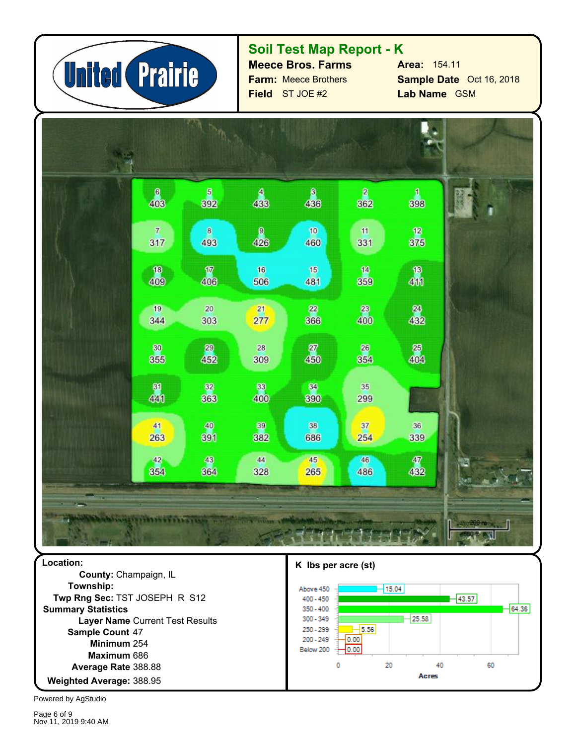# Soil Test Map Report - K

**Meece Bros. Farms**

**Farm:** Meece Brothers

**Field** ST JOE #2

**Area:** 154.11

**Sample Date** Oct 16, 2018

**Lab Name** GSM

| Sample | K | Sample | K | Sample | K | Sample | K | Sample | K | Sample | K |
|---|---|---|---|---|---|---|---|---|---|---|---|
| 6 | 403 | 5 | 392 | 4 | 433 | 3 | 436 | 2 | 362 | 1 | 398 |
| 7 | 317 | 8 | 493 | 9 | 426 | 10 | 460 | 11 | 331 | 12 | 375 |
| 18 | 409 | 17 | 406 | 16 | 506 | 15 | 481 | 14 | 359 | 13 | 411 |
| 19 | 344 | 20 | 303 | 21 | 277 | 22 | 366 | 23 | 400 | 24 | 432 |
| 30 | 355 | 29 | 452 | 28 | 309 | 27 | 450 | 26 | 354 | 25 | 404 |
| 31 | 441 | 32 | 363 | 33 | 400 | 34 | 390 | 35 | 299 | | |
| 41 | 263 | 40 | 391 | 39 | 382 | 38 | 686 | 37 | 254 | 36 | 339 |
| 42 | 354 | 43 | 364 | 44 | 328 | 45 | 265 | 46 | 486 | 47 | 432 |

200 m

500 ft

**Location:**

**County:** Champaign, IL

**Township:**

**Twp Rng Sec:** TST JOSEPH R S12

**Summary Statistics**

**Layer Name** Current Test Results

**Sample Count** 47

**Minimum** 254

**Maximum** 686

**Average Rate** 388.88

**Weighted Average:** 388.95

**K lbs per acre (st)**

| K lbs per acre | Acres |
|---|---|
| Above 450 | 15.04 |
| 400 - 450 | 43.57 |
| 350 - 400 | 64.36 |
| 300 - 349 | 25.58 |
| 250 - 299 | 5.56 |
| 200 - 249 | 0.00 |
| Below 200 | 0.00 |

Powered by AgStudio

Nov 11, 2019 9:40 AM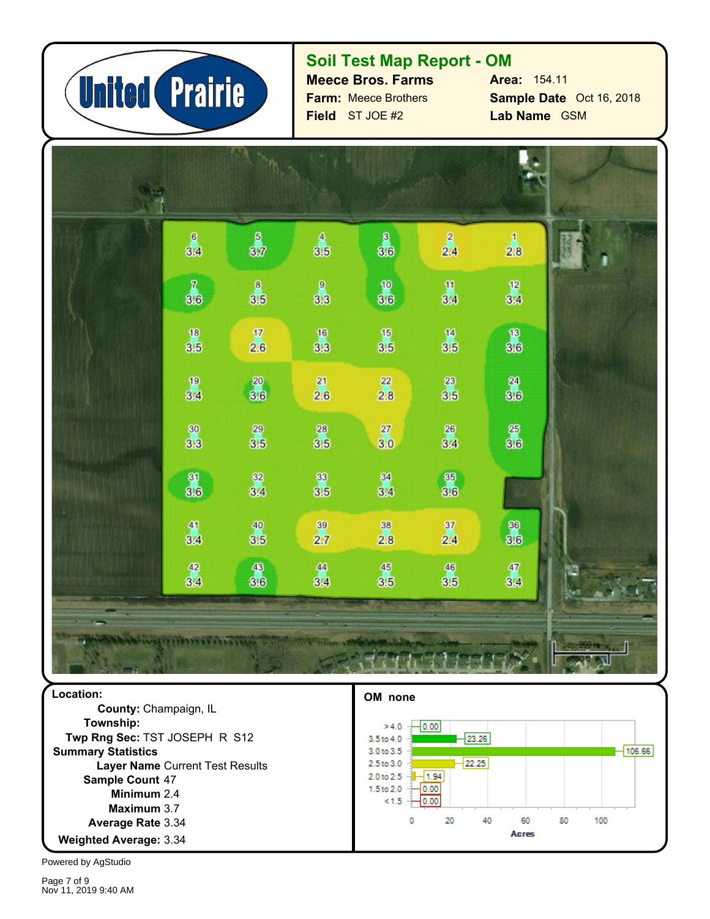# Soil Test Map Report - OM

**Meece Bros. Farms**

**Farm:** Meece Brothers

**Field** ST JOE #2

**Area:** 154.11

**Sample Date** Oct 16, 2018

**Lab Name** GSM

| Sample | OM | Sample | OM | Sample | OM | Sample | OM | Sample | OM | Sample | OM |
|---|---|---|---|---|---|---|---|---|---|---|---|
| 6 | 3.4 | 5 | 3.7 | 4 | 3.5 | 3 | 3.6 | 2 | 2.4 | 1 | 2.8 |
| 7 | 3.6 | 8 | 3.5 | 9 | 3.3 | 10 | 3.6 | 11 | 3.4 | 12 | 3.4 |
| 18 | 3.5 | 17 | 2.6 | 16 | 3.3 | 15 | 3.5 | 14 | 3.5 | 13 | 3.6 |
| 19 | 3.4 | 20 | 3.6 | 21 | 2.6 | 22 | 2.8 | 23 | 3.5 | 24 | 3.6 |
| 30 | 3.3 | 29 | 3.5 | 28 | 3.5 | 27 | 3.0 | 26 | 3.4 | 25 | 3.6 |
| 31 | 3.6 | 32 | 3.4 | 33 | 3.5 | 34 | 3.4 | 35 | 3.6 | | |
| 41 | 3.4 | 40 | 3.5 | 39 | 2.7 | 38 | 2.8 | 37 | 2.4 | 36 | 3.6 |
| 42 | 3.4 | 43 | 3.6 | 44 | 3.4 | 45 | 3.5 | 46 | 3.5 | 47 | 3.4 |

200 m
500 ft

**Location:**

**County:** Champaign, IL

**Township:**

**Twp Rng Sec:** TST JOSEPH R S12

**Summary Statistics**

**Layer Name** Current Test Results

**Sample Count** 47

**Minimum** 2.4

**Maximum** 3.7

**Average Rate** 3.34

**Weighted Average:** 3.34

**OM none**

| Range | Acres |
|---|---|
| > 4.0 | 0.00 |
| 3.5 to 4.0 | 23.26 |
| 3.0 to 3.5 | 106.66 |
| 2.5 to 3.0 | 22.25 |
| 2.0 to 2.5 | 1.94 |
| 1.5 to 2.0 | 0.00 |
| < 1.5 | 0.00 |

Powered by AgStudio

Nov 11, 2019 9:40 AM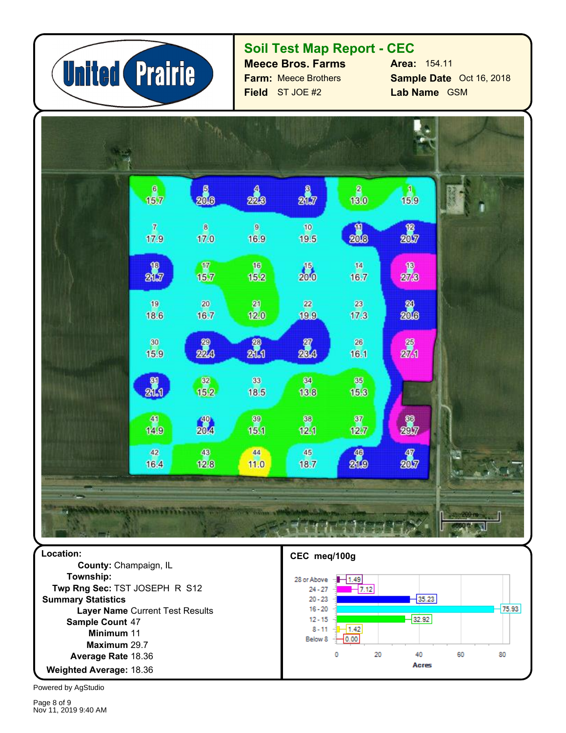# Soil Test Map Report - CEC

**Meece Bros. Farms**

**Farm:** Meece Brothers

**Field** ST JOE #2

**Area:** 154.11

**Sample Date** Oct 16, 2018

**Lab Name** GSM

| Sample | CEC | Sample | CEC | Sample | CEC | Sample | CEC | Sample | CEC | Sample | CEC |
|---|---|---|---|---|---|---|---|---|---|---|---|
| 6 | 15.7 | 5 | 20.6 | 4 | 22.3 | 3 | 21.7 | 2 | 13.0 | 1 | 15.9 |
| 7 | 17.9 | 8 | 17.0 | 9 | 16.9 | 10 | 19.5 | 11 | 20.8 | 12 | 20.7 |
| 18 | 21.7 | 17 | 15.7 | 16 | 15.2 | 15 | 20.0 | 14 | 16.7 | 13 | 27.3 |
| 19 | 18.6 | 20 | 16.7 | 21 | 12.0 | 22 | 19.9 | 23 | 17.3 | 24 | 20.6 |
| 30 | 15.9 | 29 | 22.4 | 28 | 21.1 | 27 | 23.4 | 26 | 16.1 | 25 | 27.1 |
| 31 | 21.1 | 32 | 15.2 | 33 | 18.5 | 34 | 13.8 | 35 | 15.3 | | |
| 41 | 14.9 | 40 | 20.4 | 39 | 15.1 | 38 | 12.1 | 37 | 12.7 | 36 | 29.7 |
| 42 | 16.4 | 43 | 12.8 | 44 | 11.0 | 45 | 18.7 | 46 | 21.9 | 47 | 20.7 |

200 m

500 ft

**Location:**

**County:** Champaign, IL

**Township:**

**Twp Rng Sec:** TST JOSEPH R S12

**Summary Statistics**

**Layer Name** Current Test Results

**Sample Count** 47

**Minimum** 11

**Maximum** 29.7

**Average Rate** 18.36

**Weighted Average:** 18.36

**CEC meq/100g**

| Range | Acres |
|---|---|
| 28 or Above | 1.49 |
| 24 - 27 | 7.12 |
| 20 - 23 | 35.23 |
| 16 - 20 | 75.93 |
| 12 - 15 | 32.92 |
| 8 - 11 | 1.42 |
| Below 8 | 0.00 |

Powered by AgStudio

Nov 11, 2019 9:40 AM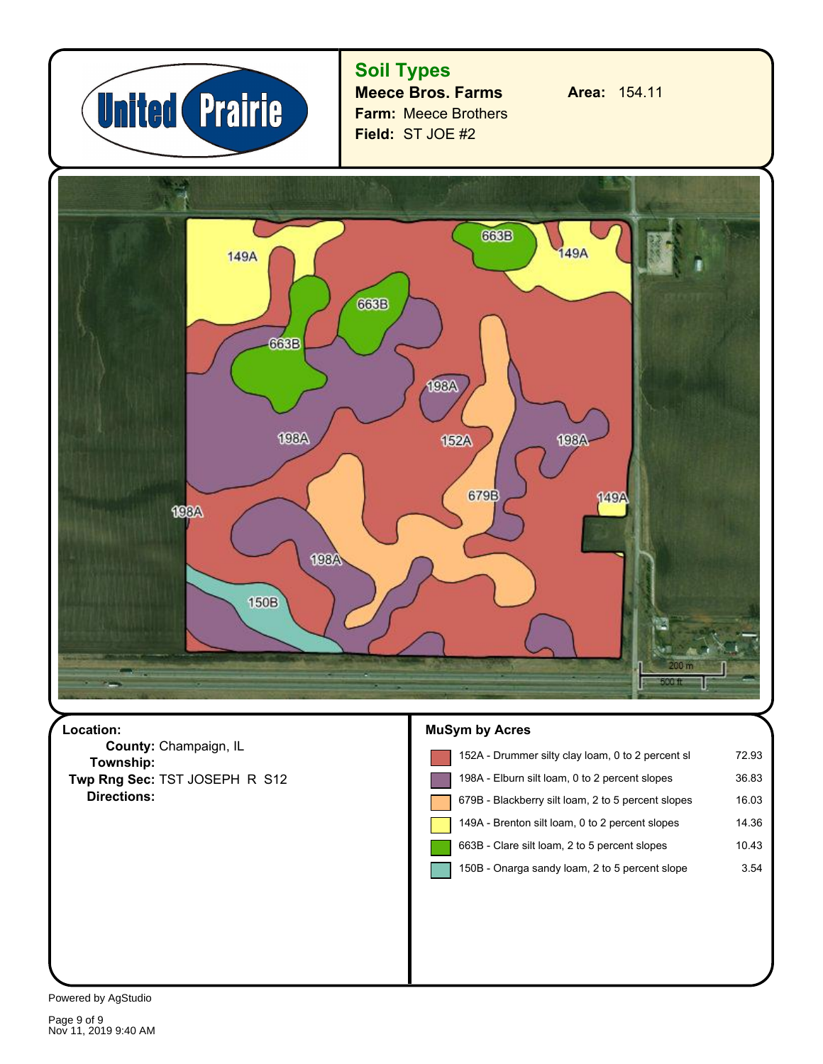United Prairie

## Soil Types

**Meece Bros. Farms** **Area:** 154.11

**Farm:** Meece Brothers

**Field:** ST JOE #2

149A
663B
149A
663B
663B
198A
198A
152A
198A
198A
679B
149A
198A
150B
200 m
500 ft

**Location:**

**County:** Champaign, IL

**Township:**

**Twp Rng Sec:** TST JOSEPH R S12

**Directions:**

**MuSym by Acres**

| | | |
|---|---|---|
| | 152A - Drummer silty clay loam, 0 to 2 percent sl | 72.93 |
| | 198A - Elburn silt loam, 0 to 2 percent slopes | 36.83 |
| | 679B - Blackberry silt loam, 2 to 5 percent slopes | 16.03 |
| | 149A - Brenton silt loam, 0 to 2 percent slopes | 14.36 |
| | 663B - Clare silt loam, 2 to 5 percent slopes | 10.43 |
| | 150B - Onarga sandy loam, 2 to 5 percent slope | 3.54 |

Powered by AgStudio

Nov 11, 2019 9:40 AM